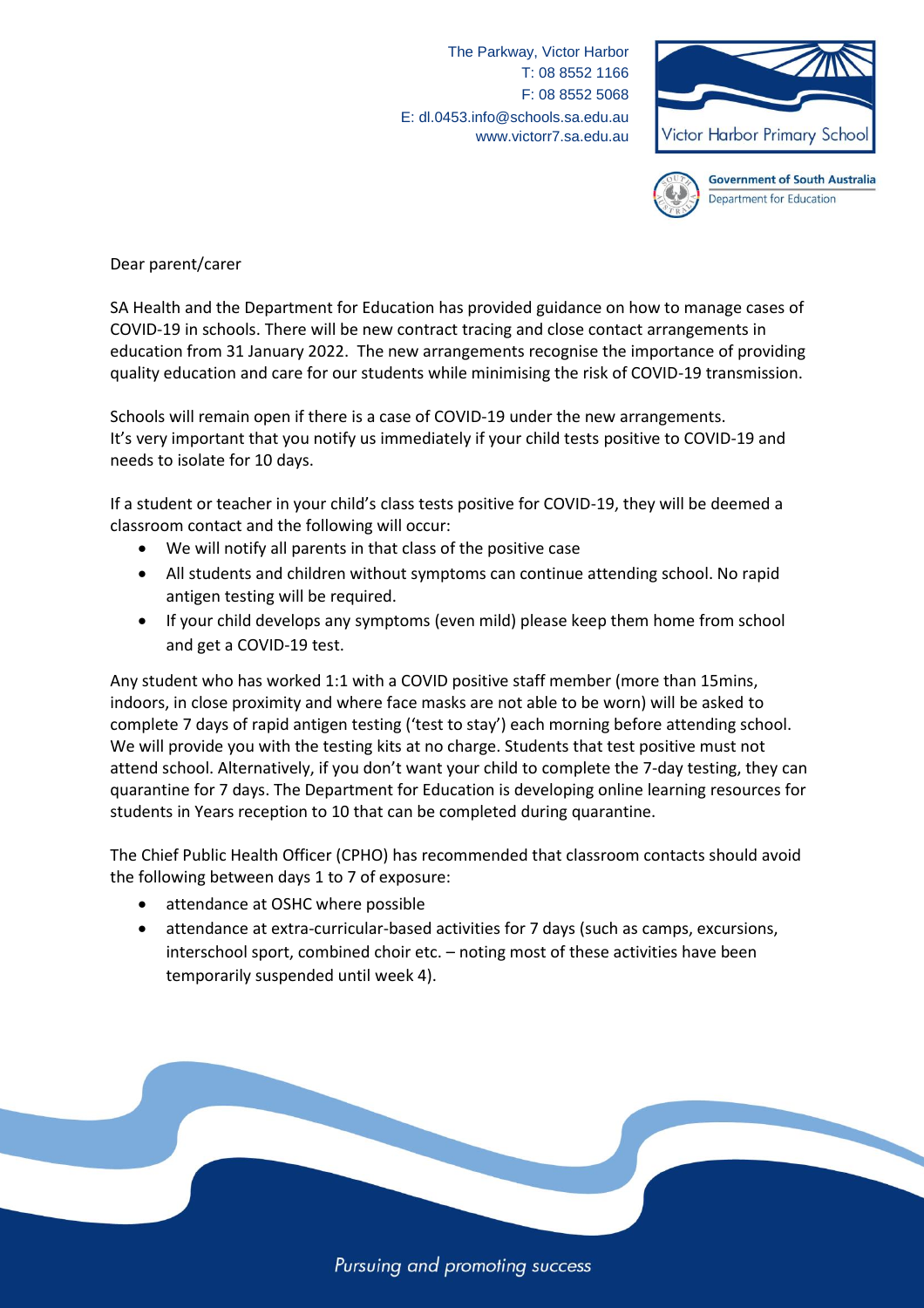The Parkway, Victor Harbor
T: 08 8552 1166
F: 08 8552 5068
E: dl.0453.info@schools.sa.edu.au
www.victorr7.sa.edu.au

Victor Harbor Primary School

Government of South Australia
Department for Education

Dear parent/carer

SA Health and the Department for Education has provided guidance on how to manage cases of COVID-19 in schools. There will be new contract tracing and close contact arrangements in education from 31 January 2022. The new arrangements recognise the importance of providing quality education and care for our students while minimising the risk of COVID-19 transmission.

Schools will remain open if there is a case of COVID-19 under the new arrangements. It's very important that you notify us immediately if your child tests positive to COVID-19 and needs to isolate for 10 days.

If a student or teacher in your child's class tests positive for COVID-19, they will be deemed a classroom contact and the following will occur:

- We will notify all parents in that class of the positive case
- All students and children without symptoms can continue attending school. No rapid antigen testing will be required.
- If your child develops any symptoms (even mild) please keep them home from school and get a COVID-19 test.

Any student who has worked 1:1 with a COVID positive staff member (more than 15mins, indoors, in close proximity and where face masks are not able to be worn) will be asked to complete 7 days of rapid antigen testing ('test to stay') each morning before attending school. We will provide you with the testing kits at no charge. Students that test positive must not attend school. Alternatively, if you don't want your child to complete the 7-day testing, they can quarantine for 7 days. The Department for Education is developing online learning resources for students in Years reception to 10 that can be completed during quarantine.

The Chief Public Health Officer (CPHO) has recommended that classroom contacts should avoid the following between days 1 to 7 of exposure:

- attendance at OSHC where possible
- attendance at extra-curricular-based activities for 7 days (such as camps, excursions, interschool sport, combined choir etc. – noting most of these activities have been temporarily suspended until week 4).

*Pursuing and promoting success*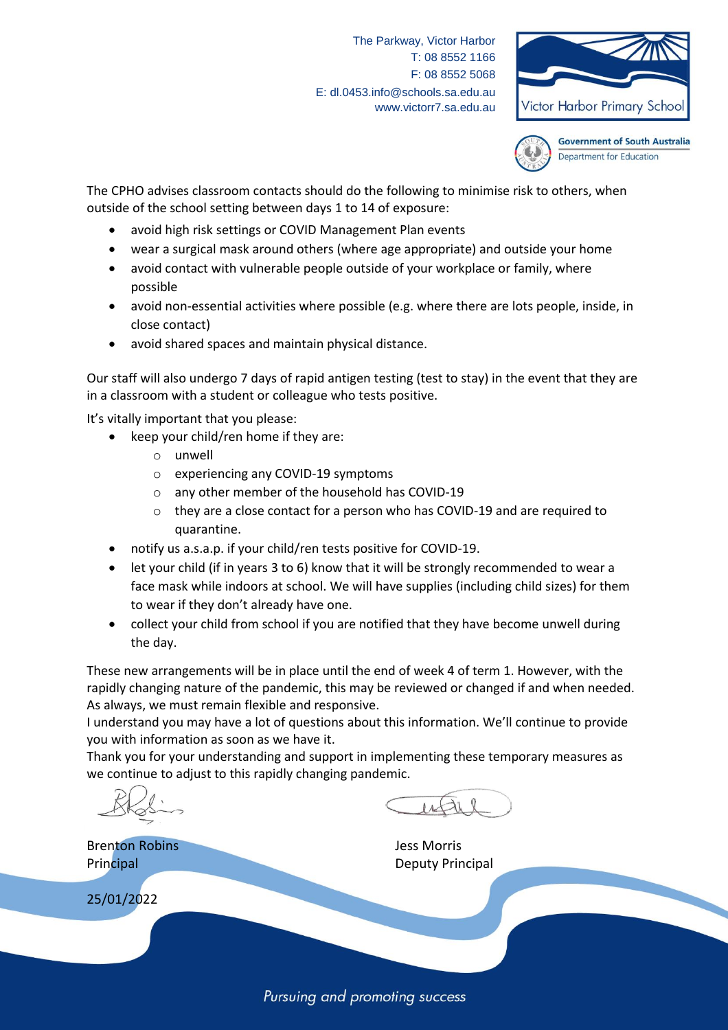The Parkway, Victor Harbor
T: 08 8552 1166
F: 08 8552 5068
E: dl.0453.info@schools.sa.edu.au
www.victorr7.sa.edu.au

The CPHO advises classroom contacts should do the following to minimise risk to others, when outside of the school setting between days 1 to 14 of exposure:

- avoid high risk settings or COVID Management Plan events
- wear a surgical mask around others (where age appropriate) and outside your home
- avoid contact with vulnerable people outside of your workplace or family, where possible
- avoid non-essential activities where possible (e.g. where there are lots people, inside, in close contact)
- avoid shared spaces and maintain physical distance.

Our staff will also undergo 7 days of rapid antigen testing (test to stay) in the event that they are in a classroom with a student or colleague who tests positive.

It's vitally important that you please:

- keep your child/ren home if they are:
  - unwell
  - experiencing any COVID-19 symptoms
  - any other member of the household has COVID-19
  - they are a close contact for a person who has COVID-19 and are required to quarantine.
- notify us a.s.a.p. if your child/ren tests positive for COVID-19.
- let your child (if in years 3 to 6) know that it will be strongly recommended to wear a face mask while indoors at school. We will have supplies (including child sizes) for them to wear if they don't already have one.
- collect your child from school if you are notified that they have become unwell during the day.

These new arrangements will be in place until the end of week 4 of term 1. However, with the rapidly changing nature of the pandemic, this may be reviewed or changed if and when needed. As always, we must remain flexible and responsive.

I understand you may have a lot of questions about this information. We'll continue to provide you with information as soon as we have it.

Thank you for your understanding and support in implementing these temporary measures as we continue to adjust to this rapidly changing pandemic.

Brenton Robins
Principal

Jess Morris
Deputy Principal

25/01/2022